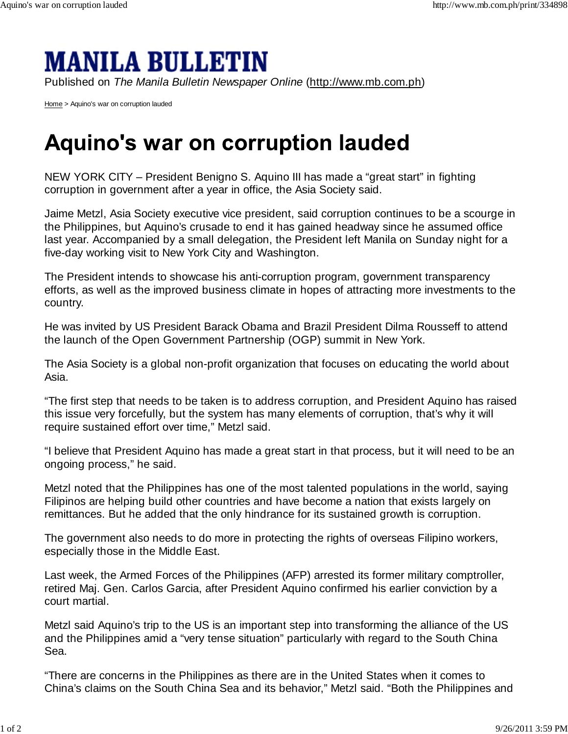# MANILA BULLETIN

Published on *The Manila Bulletin Newspaper Online* (http://www.mb.com.ph)

Home > Aquino's war on corruption lauded

# Aquino's war on corruption lauded

NEW YORK CITY – President Benigno S. Aquino III has made a "great start" in fighting corruption in government after a year in office, the Asia Society said.

Jaime Metzl, Asia Society executive vice president, said corruption continues to be a scourge in the Philippines, but Aquino's crusade to end it has gained headway since he assumed office last year. Accompanied by a small delegation, the President left Manila on Sunday night for a five-day working visit to New York City and Washington.

The President intends to showcase his anti-corruption program, government transparency efforts, as well as the improved business climate in hopes of attracting more investments to the country.

He was invited by US President Barack Obama and Brazil President Dilma Rousseff to attend the launch of the Open Government Partnership (OGP) summit in New York.

The Asia Society is a global non-profit organization that focuses on educating the world about Asia.

"The first step that needs to be taken is to address corruption, and President Aquino has raised this issue very forcefully, but the system has many elements of corruption, that's why it will require sustained effort over time," Metzl said.

"I believe that President Aquino has made a great start in that process, but it will need to be an ongoing process," he said.

Metzl noted that the Philippines has one of the most talented populations in the world, saying Filipinos are helping build other countries and have become a nation that exists largely on remittances. But he added that the only hindrance for its sustained growth is corruption.

The government also needs to do more in protecting the rights of overseas Filipino workers, especially those in the Middle East.

Last week, the Armed Forces of the Philippines (AFP) arrested its former military comptroller, retired Maj. Gen. Carlos Garcia, after President Aquino confirmed his earlier conviction by a court martial.

Metzl said Aquino's trip to the US is an important step into transforming the alliance of the US and the Philippines amid a "very tense situation" particularly with regard to the South China Sea.

"There are concerns in the Philippines as there are in the United States when it comes to China's claims on the South China Sea and its behavior," Metzl said. "Both the Philippines and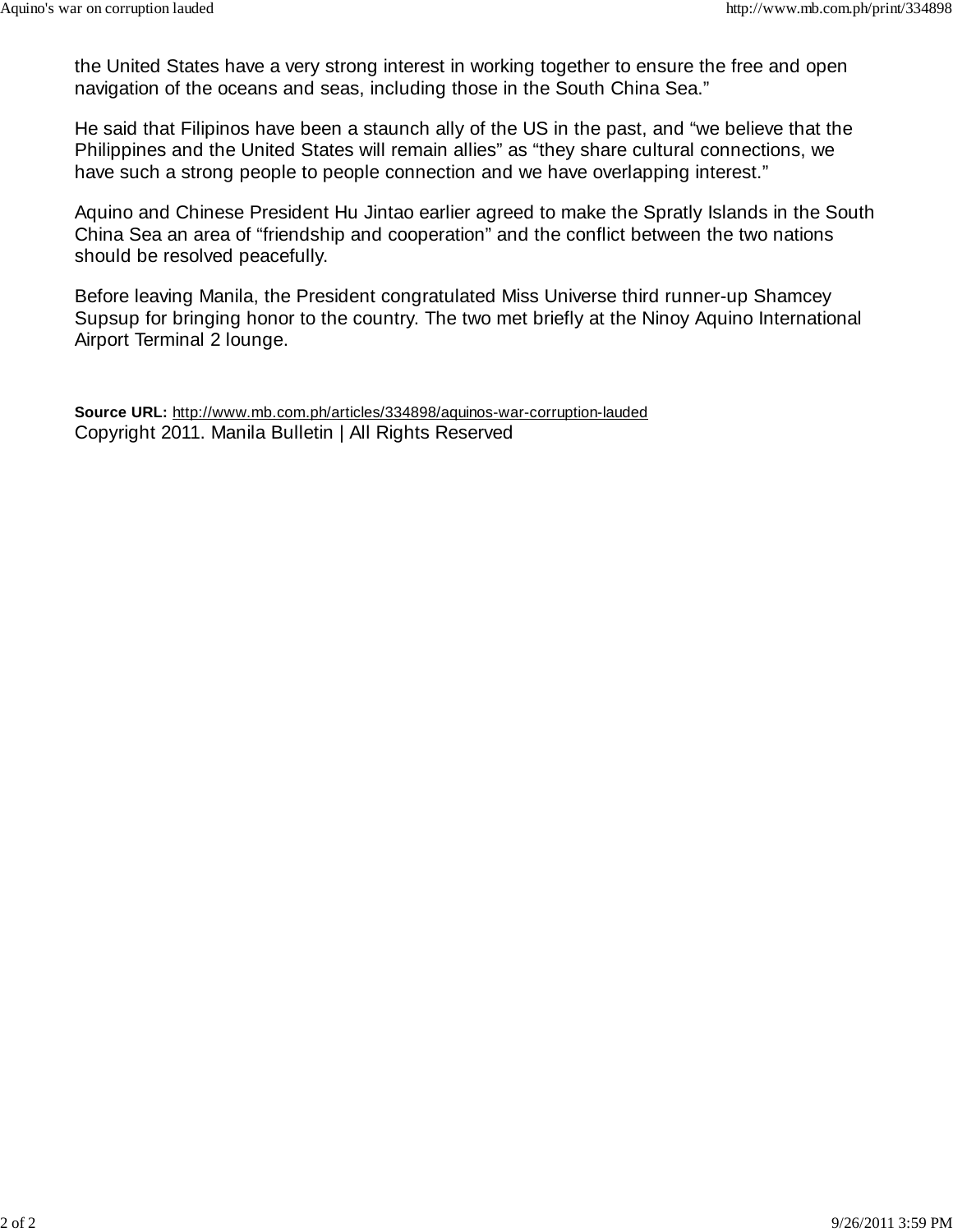the United States have a very strong interest in working together to ensure the free and open navigation of the oceans and seas, including those in the South China Sea."

He said that Filipinos have been a staunch ally of the US in the past, and "we believe that the Philippines and the United States will remain allies" as "they share cultural connections, we have such a strong people to people connection and we have overlapping interest."

Aquino and Chinese President Hu Jintao earlier agreed to make the Spratly Islands in the South China Sea an area of "friendship and cooperation" and the conflict between the two nations should be resolved peacefully.

Before leaving Manila, the President congratulated Miss Universe third runner-up Shamcey Supsup for bringing honor to the country. The two met briefly at the Ninoy Aquino International Airport Terminal 2 lounge.

**Source URL:** http://www.mb.com.ph/articles/334898/aquinos-war-corruption-lauded
Copyright 2011. Manila Bulletin | All Rights Reserved